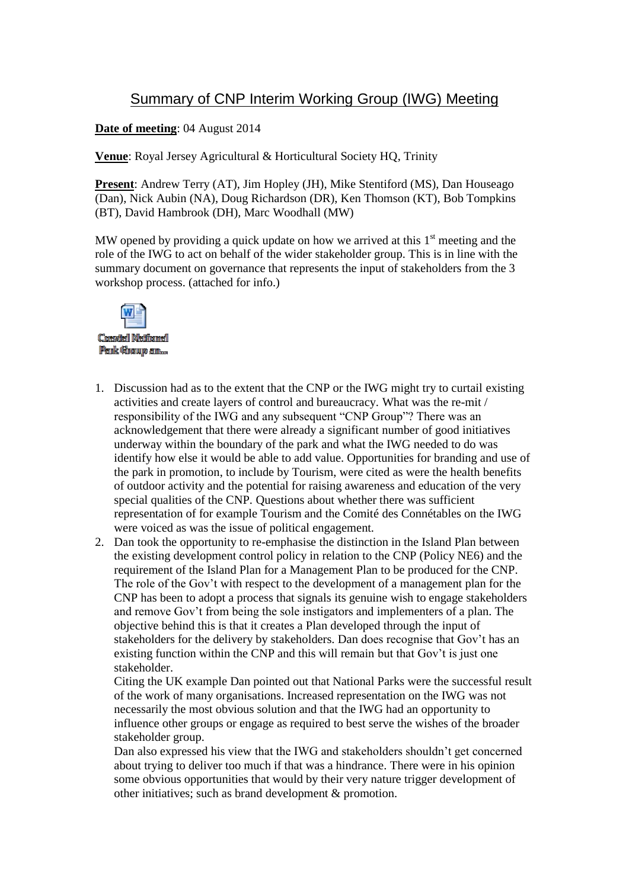# Summary of CNP Interim Working Group (IWG) Meeting

**Date of meeting**: 04 August 2014

**Venue**: Royal Jersey Agricultural & Horticultural Society HQ, Trinity

**Present**: Andrew Terry (AT), Jim Hopley (JH), Mike Stentiford (MS), Dan Houseago (Dan), Nick Aubin (NA), Doug Richardson (DR), Ken Thomson (KT), Bob Tompkins (BT), David Hambrook (DH), Marc Woodhall (MW)

MW opened by providing a quick update on how we arrived at this 1st meeting and the role of the IWG to act on behalf of the wider stakeholder group. This is in line with the summary document on governance that represents the input of stakeholders from the 3 workshop process. (attached for info.)

Coastal National Park Group an...

1. Discussion had as to the extent that the CNP or the IWG might try to curtail existing activities and create layers of control and bureaucracy. What was the re-mit / responsibility of the IWG and any subsequent "CNP Group"? There was an acknowledgement that there were already a significant number of good initiatives underway within the boundary of the park and what the IWG needed to do was identify how else it would be able to add value. Opportunities for branding and use of the park in promotion, to include by Tourism, were cited as were the health benefits of outdoor activity and the potential for raising awareness and education of the very special qualities of the CNP. Questions about whether there was sufficient representation of for example Tourism and the Comité des Connétables on the IWG were voiced as was the issue of political engagement.
2. Dan took the opportunity to re-emphasise the distinction in the Island Plan between the existing development control policy in relation to the CNP (Policy NE6) and the requirement of the Island Plan for a Management Plan to be produced for the CNP. The role of the Gov't with respect to the development of a management plan for the CNP has been to adopt a process that signals its genuine wish to engage stakeholders and remove Gov't from being the sole instigators and implementers of a plan. The objective behind this is that it creates a Plan developed through the input of stakeholders for the delivery by stakeholders. Dan does recognise that Gov't has an existing function within the CNP and this will remain but that Gov't is just one stakeholder.

   Citing the UK example Dan pointed out that National Parks were the successful result of the work of many organisations. Increased representation on the IWG was not necessarily the most obvious solution and that the IWG had an opportunity to influence other groups or engage as required to best serve the wishes of the broader stakeholder group.

   Dan also expressed his view that the IWG and stakeholders shouldn't get concerned about trying to deliver too much if that was a hindrance. There were in his opinion some obvious opportunities that would by their very nature trigger development of other initiatives; such as brand development & promotion.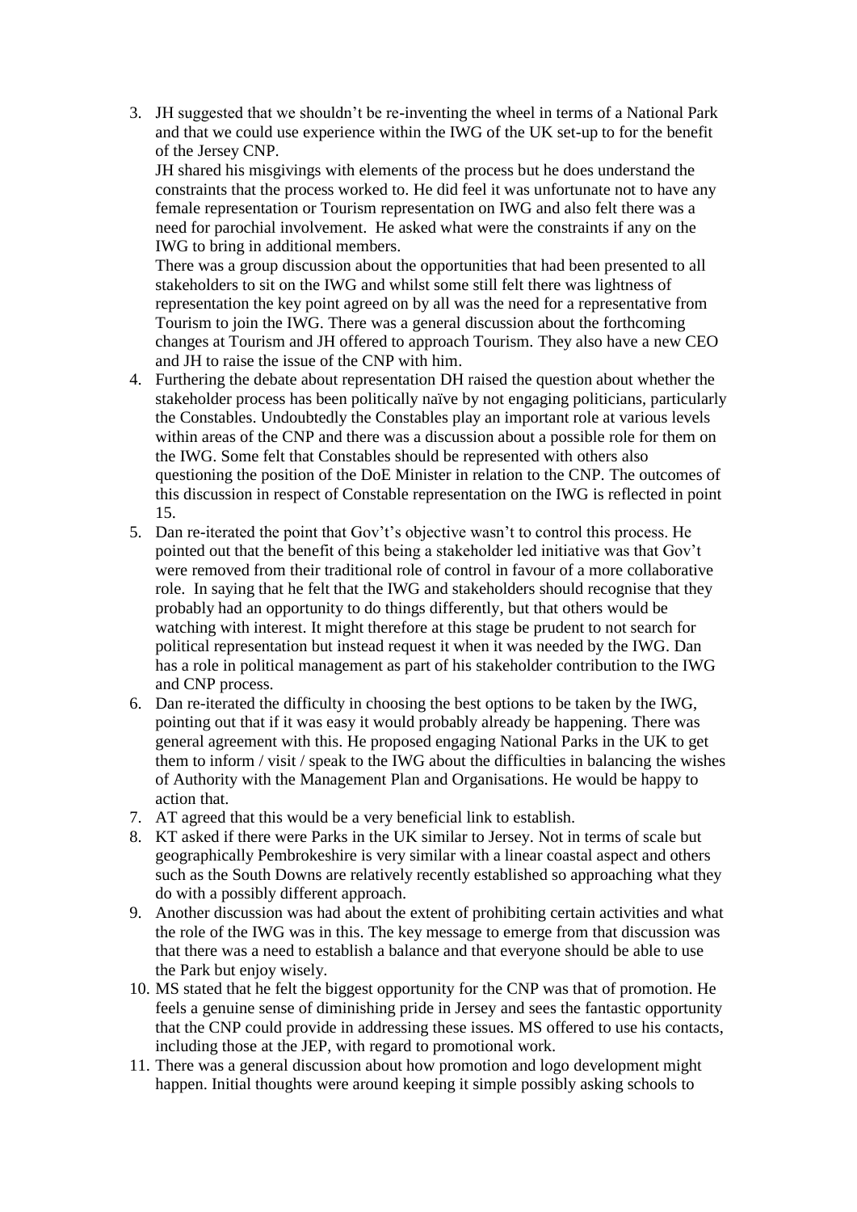3. JH suggested that we shouldn't be re-inventing the wheel in terms of a National Park and that we could use experience within the IWG of the UK set-up to for the benefit of the Jersey CNP.
   JH shared his misgivings with elements of the process but he does understand the constraints that the process worked to. He did feel it was unfortunate not to have any female representation or Tourism representation on IWG and also felt there was a need for parochial involvement. He asked what were the constraints if any on the IWG to bring in additional members.
   There was a group discussion about the opportunities that had been presented to all stakeholders to sit on the IWG and whilst some still felt there was lightness of representation the key point agreed on by all was the need for a representative from Tourism to join the IWG. There was a general discussion about the forthcoming changes at Tourism and JH offered to approach Tourism. They also have a new CEO and JH to raise the issue of the CNP with him.
4. Furthering the debate about representation DH raised the question about whether the stakeholder process has been politically naïve by not engaging politicians, particularly the Constables. Undoubtedly the Constables play an important role at various levels within areas of the CNP and there was a discussion about a possible role for them on the IWG. Some felt that Constables should be represented with others also questioning the position of the DoE Minister in relation to the CNP. The outcomes of this discussion in respect of Constable representation on the IWG is reflected in point 15.
5. Dan re-iterated the point that Gov't's objective wasn't to control this process. He pointed out that the benefit of this being a stakeholder led initiative was that Gov't were removed from their traditional role of control in favour of a more collaborative role. In saying that he felt that the IWG and stakeholders should recognise that they probably had an opportunity to do things differently, but that others would be watching with interest. It might therefore at this stage be prudent to not search for political representation but instead request it when it was needed by the IWG. Dan has a role in political management as part of his stakeholder contribution to the IWG and CNP process.
6. Dan re-iterated the difficulty in choosing the best options to be taken by the IWG, pointing out that if it was easy it would probably already be happening. There was general agreement with this. He proposed engaging National Parks in the UK to get them to inform / visit / speak to the IWG about the difficulties in balancing the wishes of Authority with the Management Plan and Organisations. He would be happy to action that.
7. AT agreed that this would be a very beneficial link to establish.
8. KT asked if there were Parks in the UK similar to Jersey. Not in terms of scale but geographically Pembrokeshire is very similar with a linear coastal aspect and others such as the South Downs are relatively recently established so approaching what they do with a possibly different approach.
9. Another discussion was had about the extent of prohibiting certain activities and what the role of the IWG was in this. The key message to emerge from that discussion was that there was a need to establish a balance and that everyone should be able to use the Park but enjoy wisely.
10. MS stated that he felt the biggest opportunity for the CNP was that of promotion. He feels a genuine sense of diminishing pride in Jersey and sees the fantastic opportunity that the CNP could provide in addressing these issues. MS offered to use his contacts, including those at the JEP, with regard to promotional work.
11. There was a general discussion about how promotion and logo development might happen. Initial thoughts were around keeping it simple possibly asking schools to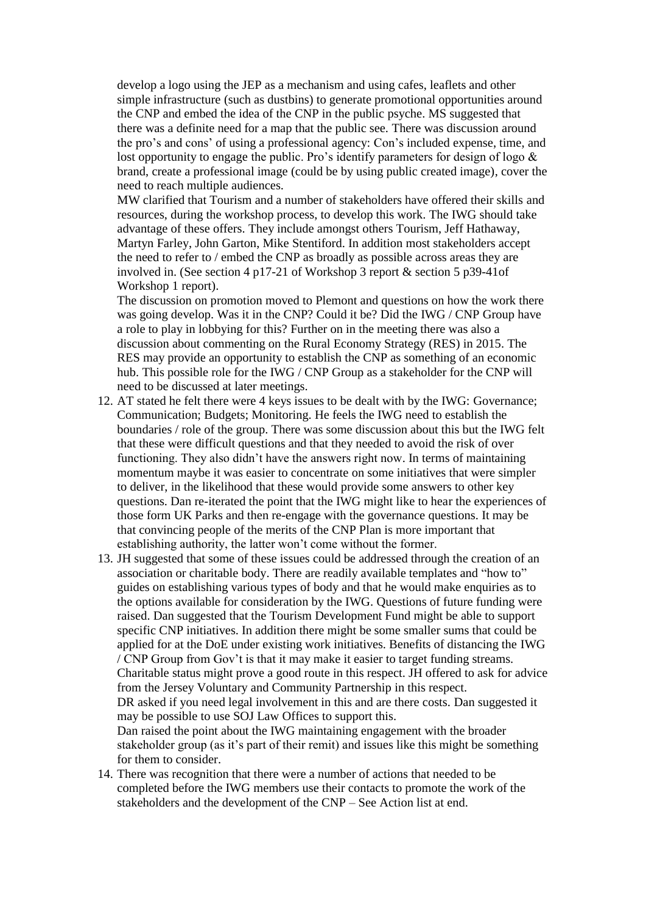develop a logo using the JEP as a mechanism and using cafes, leaflets and other simple infrastructure (such as dustbins) to generate promotional opportunities around the CNP and embed the idea of the CNP in the public psyche. MS suggested that there was a definite need for a map that the public see. There was discussion around the pro's and cons' of using a professional agency: Con's included expense, time, and lost opportunity to engage the public. Pro's identify parameters for design of logo & brand, create a professional image (could be by using public created image), cover the need to reach multiple audiences.

MW clarified that Tourism and a number of stakeholders have offered their skills and resources, during the workshop process, to develop this work. The IWG should take advantage of these offers. They include amongst others Tourism, Jeff Hathaway, Martyn Farley, John Garton, Mike Stentiford. In addition most stakeholders accept the need to refer to / embed the CNP as broadly as possible across areas they are involved in. (See section 4 p17-21 of Workshop 3 report & section 5 p39-41of Workshop 1 report).

The discussion on promotion moved to Plemont and questions on how the work there was going develop. Was it in the CNP? Could it be? Did the IWG / CNP Group have a role to play in lobbying for this? Further on in the meeting there was also a discussion about commenting on the Rural Economy Strategy (RES) in 2015. The RES may provide an opportunity to establish the CNP as something of an economic hub. This possible role for the IWG / CNP Group as a stakeholder for the CNP will need to be discussed at later meetings.

12. AT stated he felt there were 4 keys issues to be dealt with by the IWG: Governance; Communication; Budgets; Monitoring. He feels the IWG need to establish the boundaries / role of the group. There was some discussion about this but the IWG felt that these were difficult questions and that they needed to avoid the risk of over functioning. They also didn't have the answers right now. In terms of maintaining momentum maybe it was easier to concentrate on some initiatives that were simpler to deliver, in the likelihood that these would provide some answers to other key questions. Dan re-iterated the point that the IWG might like to hear the experiences of those form UK Parks and then re-engage with the governance questions. It may be that convincing people of the merits of the CNP Plan is more important that establishing authority, the latter won't come without the former.
13. JH suggested that some of these issues could be addressed through the creation of an association or charitable body. There are readily available templates and "how to" guides on establishing various types of body and that he would make enquiries as to the options available for consideration by the IWG. Questions of future funding were raised. Dan suggested that the Tourism Development Fund might be able to support specific CNP initiatives. In addition there might be some smaller sums that could be applied for at the DoE under existing work initiatives. Benefits of distancing the IWG / CNP Group from Gov't is that it may make it easier to target funding streams. Charitable status might prove a good route in this respect. JH offered to ask for advice from the Jersey Voluntary and Community Partnership in this respect.
    DR asked if you need legal involvement in this and are there costs. Dan suggested it may be possible to use SOJ Law Offices to support this.
    Dan raised the point about the IWG maintaining engagement with the broader stakeholder group (as it's part of their remit) and issues like this might be something for them to consider.
14. There was recognition that there were a number of actions that needed to be completed before the IWG members use their contacts to promote the work of the stakeholders and the development of the CNP – See Action list at end.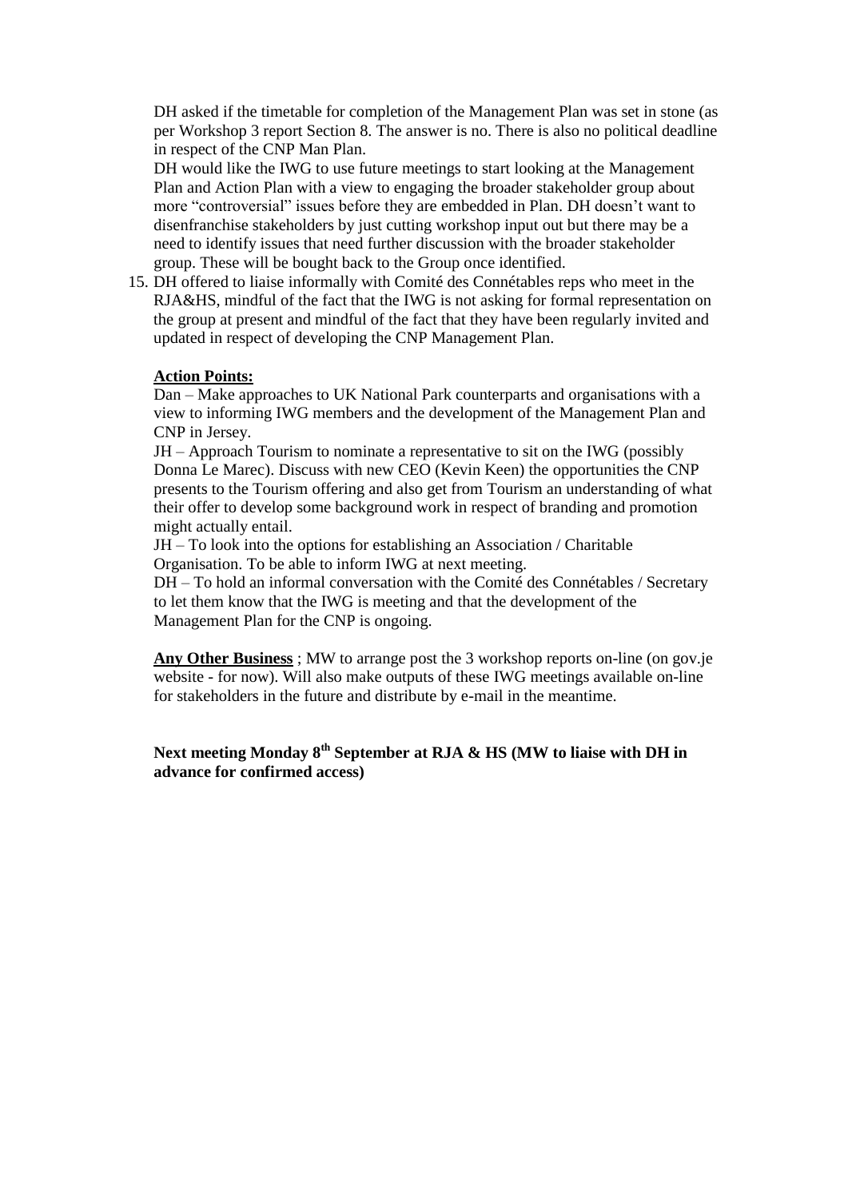DH asked if the timetable for completion of the Management Plan was set in stone (as per Workshop 3 report Section 8. The answer is no. There is also no political deadline in respect of the CNP Man Plan.

DH would like the IWG to use future meetings to start looking at the Management Plan and Action Plan with a view to engaging the broader stakeholder group about more "controversial" issues before they are embedded in Plan. DH doesn't want to disenfranchise stakeholders by just cutting workshop input out but there may be a need to identify issues that need further discussion with the broader stakeholder group. These will be bought back to the Group once identified.

15. DH offered to liaise informally with Comité des Connétables reps who meet in the RJA&HS, mindful of the fact that the IWG is not asking for formal representation on the group at present and mindful of the fact that they have been regularly invited and updated in respect of developing the CNP Management Plan.

**Action Points:**

Dan – Make approaches to UK National Park counterparts and organisations with a view to informing IWG members and the development of the Management Plan and CNP in Jersey.

JH – Approach Tourism to nominate a representative to sit on the IWG (possibly Donna Le Marec). Discuss with new CEO (Kevin Keen) the opportunities the CNP presents to the Tourism offering and also get from Tourism an understanding of what their offer to develop some background work in respect of branding and promotion might actually entail.

JH – To look into the options for establishing an Association / Charitable Organisation. To be able to inform IWG at next meeting.

DH – To hold an informal conversation with the Comité des Connétables / Secretary to let them know that the IWG is meeting and that the development of the Management Plan for the CNP is ongoing.

**Any Other Business** ; MW to arrange post the 3 workshop reports on-line (on gov.je website - for now). Will also make outputs of these IWG meetings available on-line for stakeholders in the future and distribute by e-mail in the meantime.

**Next meeting Monday 8th September at RJA & HS (MW to liaise with DH in advance for confirmed access)**